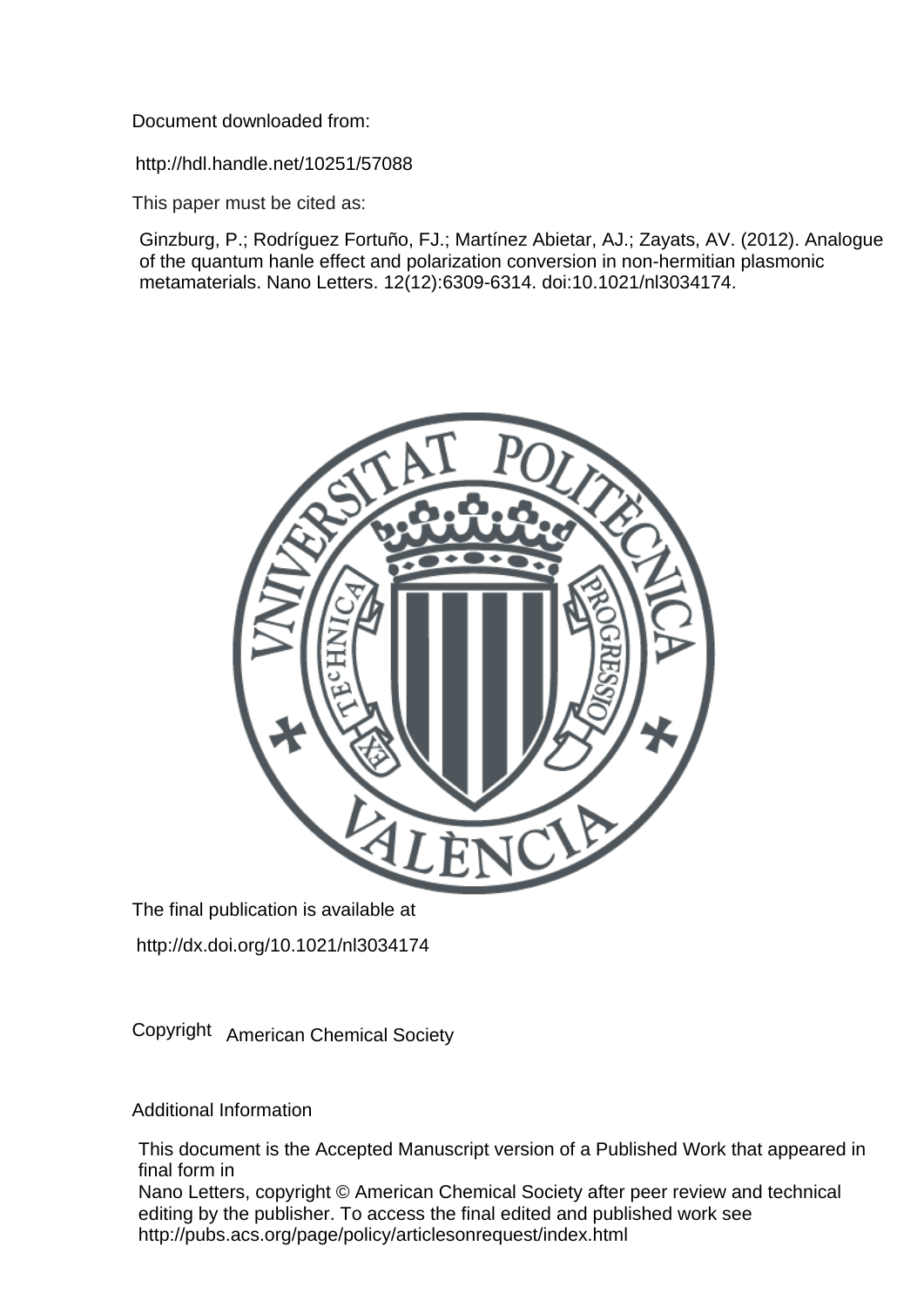Document downloaded from:

http://hdl.handle.net/10251/57088

This paper must be cited as:

Ginzburg, P.; Rodríguez Fortuño, FJ.; Martínez Abietar, AJ.; Zayats, AV. (2012). Analogue of the quantum hanle effect and polarization conversion in non-hermitian plasmonic metamaterials. Nano Letters. 12(12):6309-6314. doi:10.1021/nl3034174.

The final publication is available at

http://dx.doi.org/10.1021/nl3034174

Copyright American Chemical Society

Additional Information

This document is the Accepted Manuscript version of a Published Work that appeared in final form in
Nano Letters, copyright © American Chemical Society after peer review and technical editing by the publisher. To access the final edited and published work see
http://pubs.acs.org/page/policy/articlesonrequest/index.html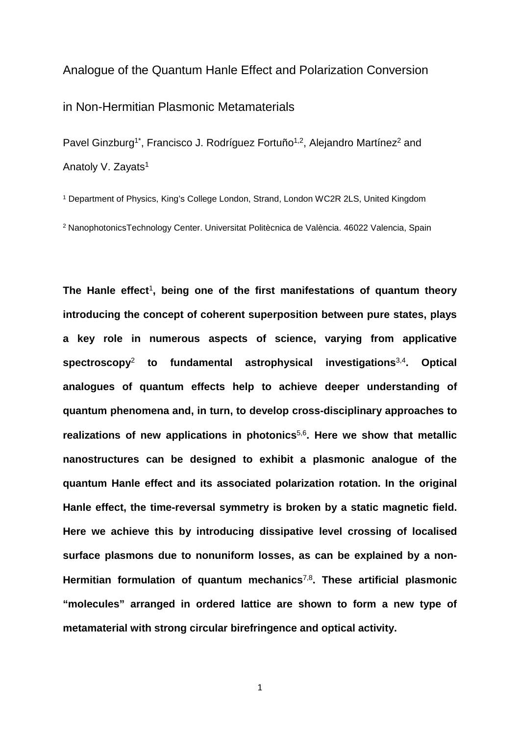# Analogue of the Quantum Hanle Effect and Polarization Conversion in Non-Hermitian Plasmonic Metamaterials

Pavel Ginzburg[1*], Francisco J. Rodríguez Fortuño[1,2], Alejandro Martínez[2] and Anatoly V. Zayats[1]

[1] Department of Physics, King's College London, Strand, London WC2R 2LS, United Kingdom

[2] NanophotonicsTechnology Center. Universitat Politècnica de València. 46022 Valencia, Spain

**The Hanle effect[1], being one of the first manifestations of quantum theory introducing the concept of coherent superposition between pure states, plays a key role in numerous aspects of science, varying from applicative spectroscopy[2] to fundamental astrophysical investigations[3,4]. Optical analogues of quantum effects help to achieve deeper understanding of quantum phenomena and, in turn, to develop cross-disciplinary approaches to realizations of new applications in photonics[5,6]. Here we show that metallic nanostructures can be designed to exhibit a plasmonic analogue of the quantum Hanle effect and its associated polarization rotation. In the original Hanle effect, the time-reversal symmetry is broken by a static magnetic field. Here we achieve this by introducing dissipative level crossing of localised surface plasmons due to nonuniform losses, as can be explained by a non-Hermitian formulation of quantum mechanics[7,8]. These artificial plasmonic "molecules" arranged in ordered lattice are shown to form a new type of metamaterial with strong circular birefringence and optical activity.**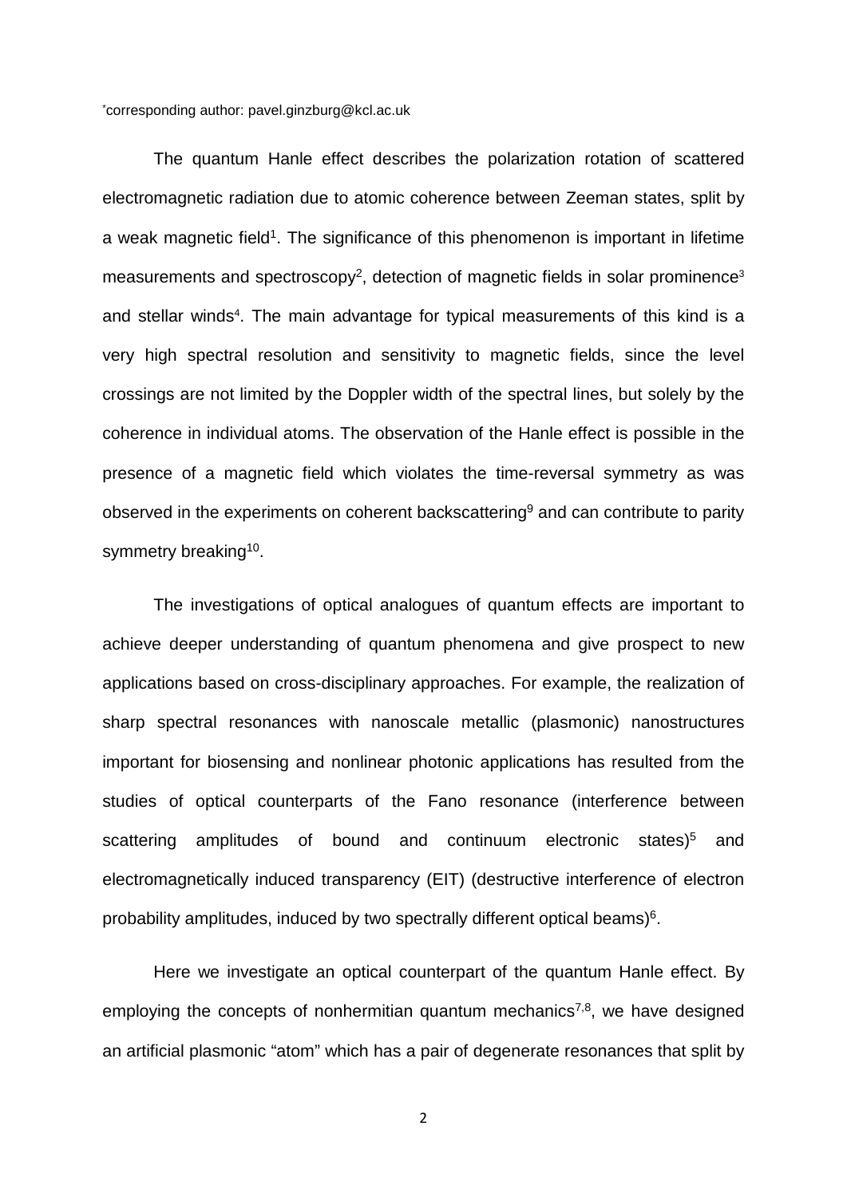*corresponding author: pavel.ginzburg@kcl.ac.uk

The quantum Hanle effect describes the polarization rotation of scattered electromagnetic radiation due to atomic coherence between Zeeman states, split by a weak magnetic field[1]. The significance of this phenomenon is important in lifetime measurements and spectroscopy[2], detection of magnetic fields in solar prominence[3] and stellar winds[4]. The main advantage for typical measurements of this kind is a very high spectral resolution and sensitivity to magnetic fields, since the level crossings are not limited by the Doppler width of the spectral lines, but solely by the coherence in individual atoms. The observation of the Hanle effect is possible in the presence of a magnetic field which violates the time-reversal symmetry as was observed in the experiments on coherent backscattering[9] and can contribute to parity symmetry breaking[10].

The investigations of optical analogues of quantum effects are important to achieve deeper understanding of quantum phenomena and give prospect to new applications based on cross-disciplinary approaches. For example, the realization of sharp spectral resonances with nanoscale metallic (plasmonic) nanostructures important for biosensing and nonlinear photonic applications has resulted from the studies of optical counterparts of the Fano resonance (interference between scattering amplitudes of bound and continuum electronic states)[5] and electromagnetically induced transparency (EIT) (destructive interference of electron probability amplitudes, induced by two spectrally different optical beams)[6].

Here we investigate an optical counterpart of the quantum Hanle effect. By employing the concepts of nonhermitian quantum mechanics[7,8], we have designed an artificial plasmonic "atom" which has a pair of degenerate resonances that split by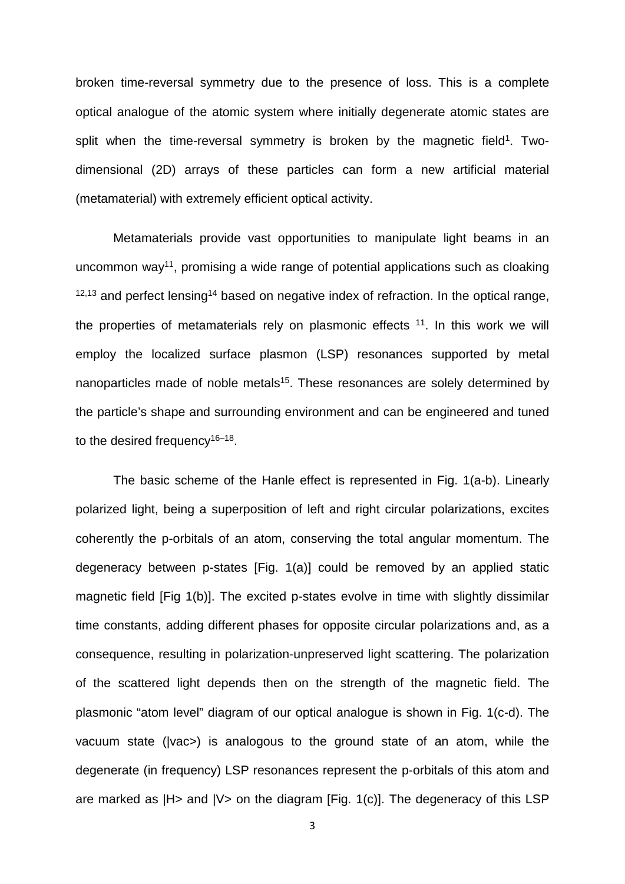broken time-reversal symmetry due to the presence of loss. This is a complete optical analogue of the atomic system where initially degenerate atomic states are split when the time-reversal symmetry is broken by the magnetic field[1]. Two-dimensional (2D) arrays of these particles can form a new artificial material (metamaterial) with extremely efficient optical activity.

Metamaterials provide vast opportunities to manipulate light beams in an uncommon way[11], promising a wide range of potential applications such as cloaking [12,13] and perfect lensing[14] based on negative index of refraction. In the optical range, the properties of metamaterials rely on plasmonic effects [11]. In this work we will employ the localized surface plasmon (LSP) resonances supported by metal nanoparticles made of noble metals[15]. These resonances are solely determined by the particle's shape and surrounding environment and can be engineered and tuned to the desired frequency[16–18].

The basic scheme of the Hanle effect is represented in Fig. 1(a-b). Linearly polarized light, being a superposition of left and right circular polarizations, excites coherently the p-orbitals of an atom, conserving the total angular momentum. The degeneracy between p-states [Fig. 1(a)] could be removed by an applied static magnetic field [Fig 1(b)]. The excited p-states evolve in time with slightly dissimilar time constants, adding different phases for opposite circular polarizations and, as a consequence, resulting in polarization-unpreserved light scattering. The polarization of the scattered light depends then on the strength of the magnetic field. The plasmonic "atom level" diagram of our optical analogue is shown in Fig. 1(c-d). The vacuum state (|vac>) is analogous to the ground state of an atom, while the degenerate (in frequency) LSP resonances represent the p-orbitals of this atom and are marked as |H> and |V> on the diagram [Fig. 1(c)]. The degeneracy of this LSP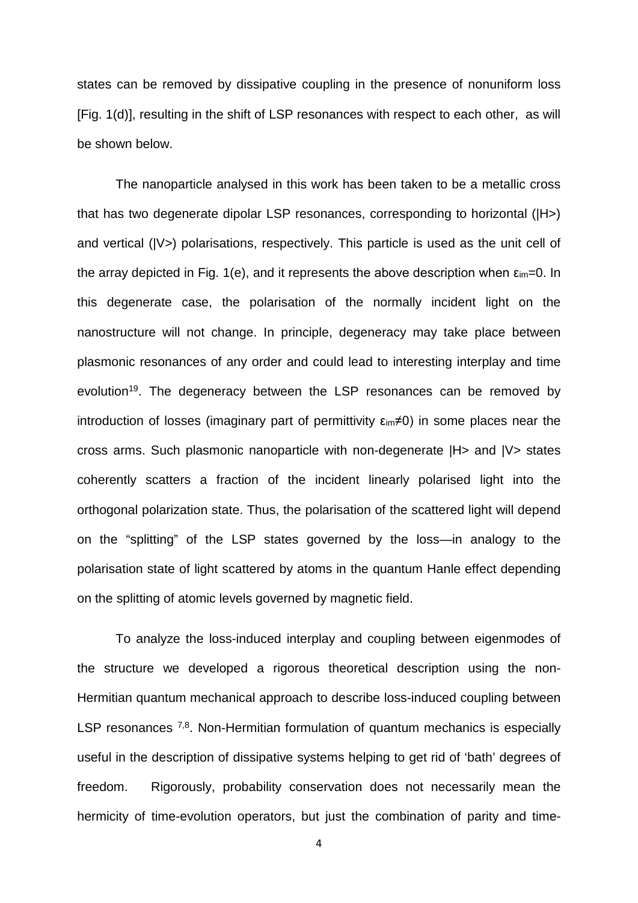states can be removed by dissipative coupling in the presence of nonuniform loss [Fig. 1(d)], resulting in the shift of LSP resonances with respect to each other, as will be shown below.

The nanoparticle analysed in this work has been taken to be a metallic cross that has two degenerate dipolar LSP resonances, corresponding to horizontal (|H>) and vertical (|V>) polarisations, respectively. This particle is used as the unit cell of the array depicted in Fig. 1(e), and it represents the above description when $\varepsilon_{im}=0$. In this degenerate case, the polarisation of the normally incident light on the nanostructure will not change. In principle, degeneracy may take place between plasmonic resonances of any order and could lead to interesting interplay and time evolution[19]. The degeneracy between the LSP resonances can be removed by introduction of losses (imaginary part of permittivity $\varepsilon_{im}\neq0$) in some places near the cross arms. Such plasmonic nanoparticle with non-degenerate |H> and |V> states coherently scatters a fraction of the incident linearly polarised light into the orthogonal polarization state. Thus, the polarisation of the scattered light will depend on the "splitting" of the LSP states governed by the loss—in analogy to the polarisation state of light scattered by atoms in the quantum Hanle effect depending on the splitting of atomic levels governed by magnetic field.

To analyze the loss-induced interplay and coupling between eigenmodes of the structure we developed a rigorous theoretical description using the non-Hermitian quantum mechanical approach to describe loss-induced coupling between LSP resonances [7,8]. Non-Hermitian formulation of quantum mechanics is especially useful in the description of dissipative systems helping to get rid of 'bath' degrees of freedom. Rigorously, probability conservation does not necessarily mean the hermicity of time-evolution operators, but just the combination of parity and time-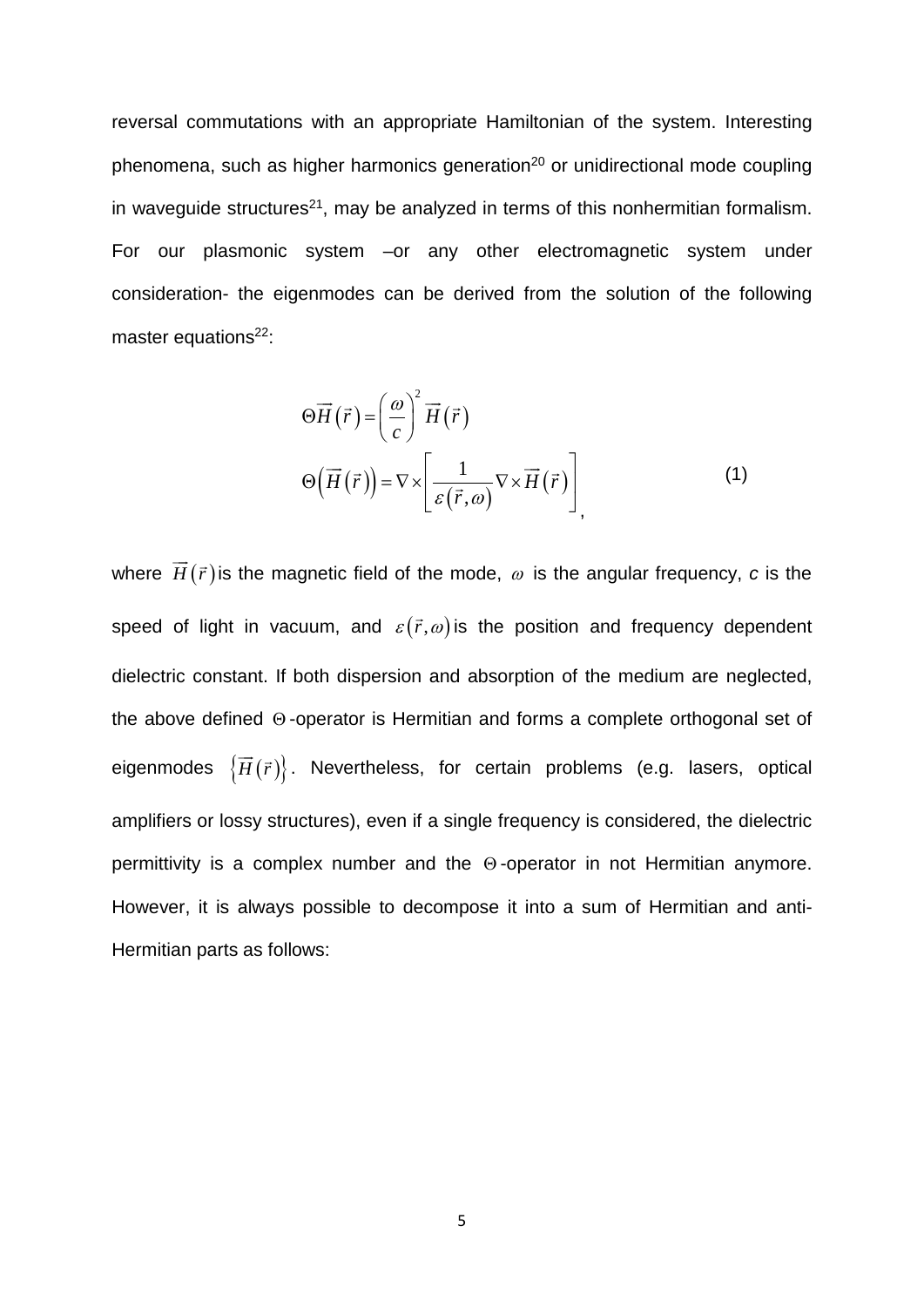reversal commutations with an appropriate Hamiltonian of the system. Interesting phenomena, such as higher harmonics generation[20] or unidirectional mode coupling in waveguide structures[21], may be analyzed in terms of this nonhermitian formalism. For our plasmonic system –or any other electromagnetic system under consideration- the eigenmodes can be derived from the solution of the following master equations[22]:

$$
\begin{aligned}
&\Theta\vec{H}(\vec{r}) = \left(\frac{\omega}{c}\right)^2 \vec{H}(\vec{r}) \\
&\Theta\left(\vec{H}(\vec{r})\right) = \nabla \times \left[\frac{1}{\varepsilon(\vec{r},\omega)} \nabla \times \vec{H}(\vec{r})\right],
\end{aligned}
\tag{1}
$$

where $\vec{H}(\vec{r})$ is the magnetic field of the mode, $\omega$ is the angular frequency, *c* is the speed of light in vacuum, and $\varepsilon(\vec{r},\omega)$ is the position and frequency dependent dielectric constant. If both dispersion and absorption of the medium are neglected, the above defined $\Theta$-operator is Hermitian and forms a complete orthogonal set of eigenmodes $\left\{\vec{H}(\vec{r})\right\}$. Nevertheless, for certain problems (e.g. lasers, optical amplifiers or lossy structures), even if a single frequency is considered, the dielectric permittivity is a complex number and the $\Theta$-operator in not Hermitian anymore. However, it is always possible to decompose it into a sum of Hermitian and anti-Hermitian parts as follows: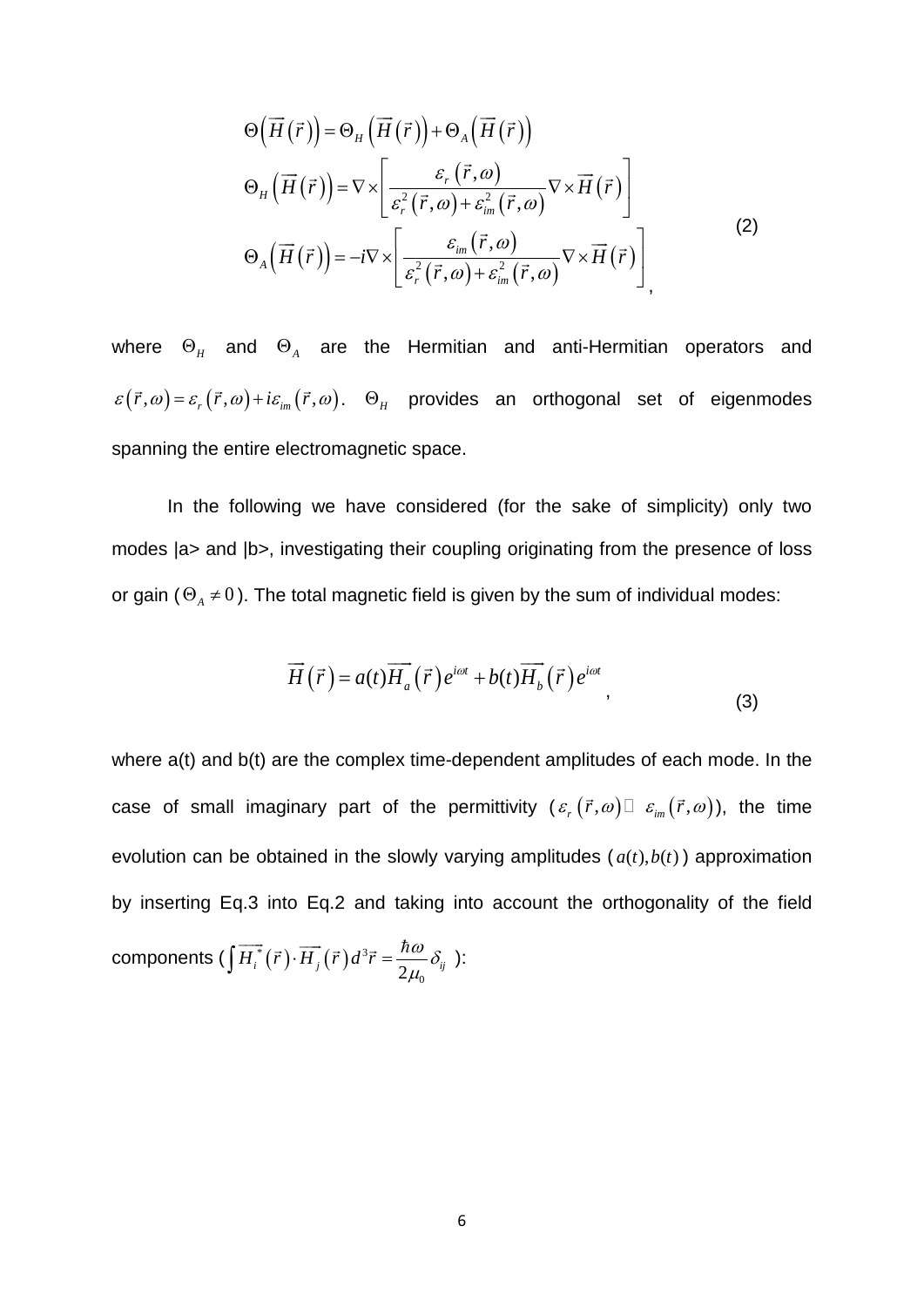$$
\begin{aligned}
&\Theta\left(\overrightarrow{H}\left(\vec{r}\right)\right)=\Theta_H\left(\overrightarrow{H}\left(\vec{r}\right)\right)+\Theta_A\left(\overrightarrow{H}\left(\vec{r}\right)\right)\\
&\Theta_H\left(\overrightarrow{H}\left(\vec{r}\right)\right)=\nabla\times\left[\frac{\varepsilon_r\left(\vec{r},\omega\right)}{\varepsilon_r^2\left(\vec{r},\omega\right)+\varepsilon_{im}^2\left(\vec{r},\omega\right)}\nabla\times\overrightarrow{H}\left(\vec{r}\right)\right]\\
&\Theta_A\left(\overrightarrow{H}\left(\vec{r}\right)\right)=-i\nabla\times\left[\frac{\varepsilon_{im}\left(\vec{r},\omega\right)}{\varepsilon_r^2\left(\vec{r},\omega\right)+\varepsilon_{im}^2\left(\vec{r},\omega\right)}\nabla\times\overrightarrow{H}\left(\vec{r}\right)\right],
\end{aligned}
\tag{2}
$$

where $\Theta_H$ and $\Theta_A$ are the Hermitian and anti-Hermitian operators and $\varepsilon\left(\vec{r},\omega\right)=\varepsilon_r\left(\vec{r},\omega\right)+i\varepsilon_{im}\left(\vec{r},\omega\right)$. $\Theta_H$ provides an orthogonal set of eigenmodes spanning the entire electromagnetic space.

In the following we have considered (for the sake of simplicity) only two modes |a> and |b>, investigating their coupling originating from the presence of loss or gain ($\Theta_A \neq 0$). The total magnetic field is given by the sum of individual modes:

$$
\overrightarrow{H}\left(\vec{r}\right)=a(t)\overrightarrow{H_a}\left(\vec{r}\right)e^{i\omega t}+b(t)\overrightarrow{H_b}\left(\vec{r}\right)e^{i\omega t},
\tag{3}
$$

where a(t) and b(t) are the complex time-dependent amplitudes of each mode. In the case of small imaginary part of the permittivity ($\varepsilon_r\left(\vec{r},\omega\right) \gg \varepsilon_{im}\left(\vec{r},\omega\right)$), the time evolution can be obtained in the slowly varying amplitudes ($a(t), b(t)$) approximation by inserting Eq.3 into Eq.2 and taking into account the orthogonality of the field components ($\int \overrightarrow{H_i^*}\left(\vec{r}\right)\cdot\overrightarrow{H_j}\left(\vec{r}\right)d^3\vec{r}=\frac{\hbar\omega}{2\mu_0}\delta_{ij}$ ):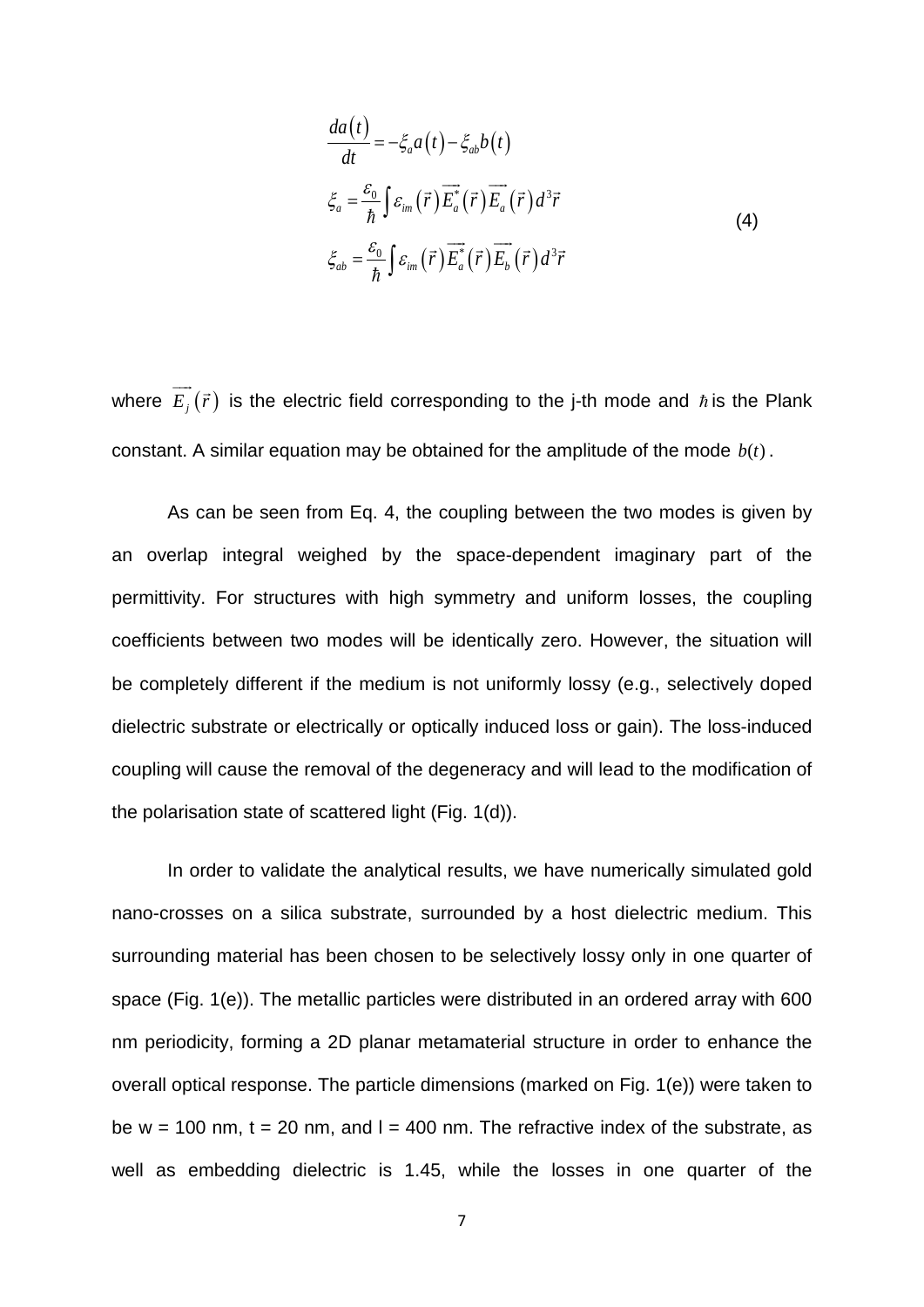$$
\begin{aligned}
&\frac{da(t)}{dt} = -\xi_a a(t) - \xi_{ab} b(t) \\
&\xi_a = \frac{\varepsilon_0}{\hbar} \int \varepsilon_{im}(\vec{r}) \overrightarrow{E_a^*}(\vec{r}) \overrightarrow{E_a}(\vec{r}) d^3\vec{r} \\
&\xi_{ab} = \frac{\varepsilon_0}{\hbar} \int \varepsilon_{im}(\vec{r}) \overrightarrow{E_a^*}(\vec{r}) \overrightarrow{E_b}(\vec{r}) d^3\vec{r}
\end{aligned}
\tag{4}
$$

where $\overrightarrow{E_j}(\vec{r})$ is the electric field corresponding to the j-th mode and $\hbar$ is the Plank constant. A similar equation may be obtained for the amplitude of the mode $b(t)$.

As can be seen from Eq. 4, the coupling between the two modes is given by an overlap integral weighed by the space-dependent imaginary part of the permittivity. For structures with high symmetry and uniform losses, the coupling coefficients between two modes will be identically zero. However, the situation will be completely different if the medium is not uniformly lossy (e.g., selectively doped dielectric substrate or electrically or optically induced loss or gain). The loss-induced coupling will cause the removal of the degeneracy and will lead to the modification of the polarisation state of scattered light (Fig. 1(d)).

In order to validate the analytical results, we have numerically simulated gold nano-crosses on a silica substrate, surrounded by a host dielectric medium. This surrounding material has been chosen to be selectively lossy only in one quarter of space (Fig. 1(e)). The metallic particles were distributed in an ordered array with 600 nm periodicity, forming a 2D planar metamaterial structure in order to enhance the overall optical response. The particle dimensions (marked on Fig. 1(e)) were taken to be w = 100 nm, t = 20 nm, and l = 400 nm. The refractive index of the substrate, as well as embedding dielectric is 1.45, while the losses in one quarter of the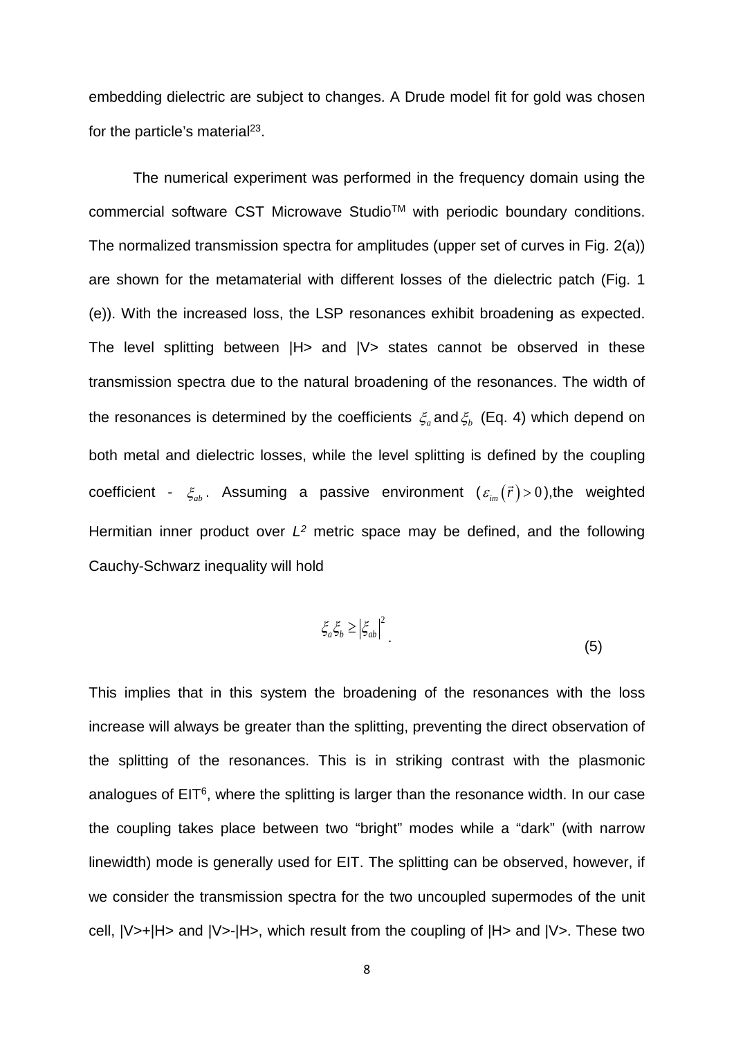embedding dielectric are subject to changes. A Drude model fit for gold was chosen for the particle's material[23].

The numerical experiment was performed in the frequency domain using the commercial software CST Microwave Studio™ with periodic boundary conditions. The normalized transmission spectra for amplitudes (upper set of curves in Fig. 2(a)) are shown for the metamaterial with different losses of the dielectric patch (Fig. 1 (e)). With the increased loss, the LSP resonances exhibit broadening as expected. The level splitting between |H> and |V> states cannot be observed in these transmission spectra due to the natural broadening of the resonances. The width of the resonances is determined by the coefficients $\xi_a$ and $\xi_b$ (Eq. 4) which depend on both metal and dielectric losses, while the level splitting is defined by the coupling coefficient - $\xi_{ab}$. Assuming a passive environment ($\varepsilon_{im}(\vec{r}) > 0$),the weighted Hermitian inner product over $L^2$ metric space may be defined, and the following Cauchy-Schwarz inequality will hold

$$\xi_a \xi_b \geq \left|\xi_{ab}\right|^2 . \tag{5}$$

This implies that in this system the broadening of the resonances with the loss increase will always be greater than the splitting, preventing the direct observation of the splitting of the resonances. This is in striking contrast with the plasmonic analogues of EIT[6], where the splitting is larger than the resonance width. In our case the coupling takes place between two "bright" modes while a "dark" (with narrow linewidth) mode is generally used for EIT. The splitting can be observed, however, if we consider the transmission spectra for the two uncoupled supermodes of the unit cell, |V>+|H> and |V>-|H>, which result from the coupling of |H> and |V>. These two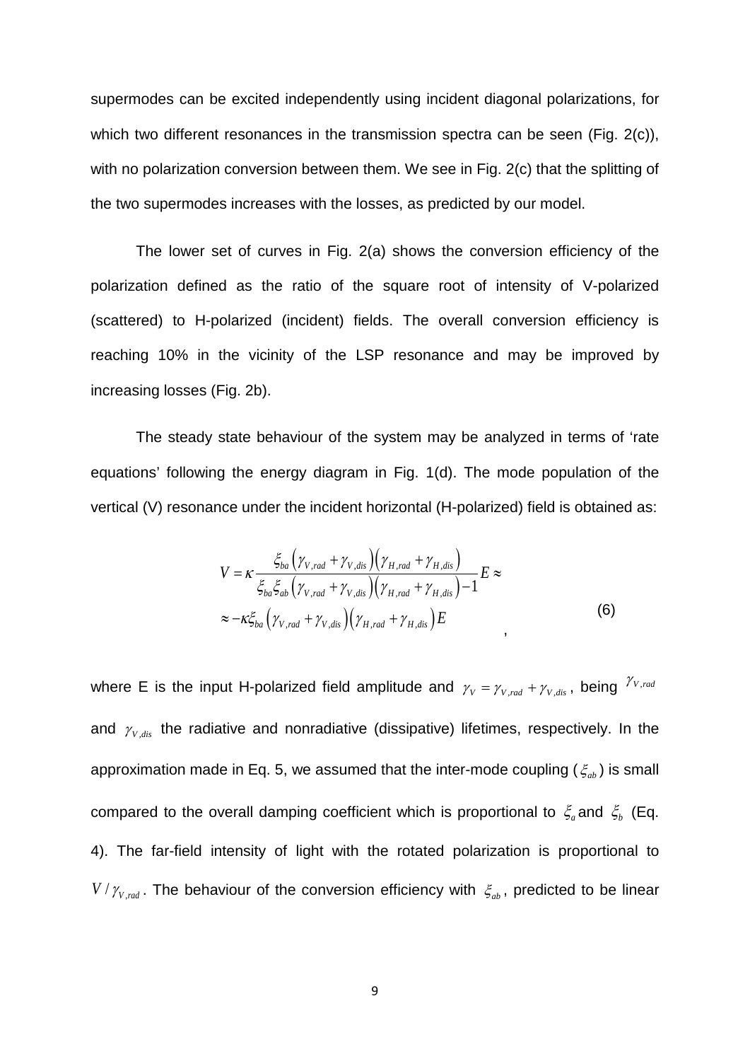supermodes can be excited independently using incident diagonal polarizations, for which two different resonances in the transmission spectra can be seen (Fig. 2(c)), with no polarization conversion between them. We see in Fig. 2(c) that the splitting of the two supermodes increases with the losses, as predicted by our model.

The lower set of curves in Fig. 2(a) shows the conversion efficiency of the polarization defined as the ratio of the square root of intensity of V-polarized (scattered) to H-polarized (incident) fields. The overall conversion efficiency is reaching 10% in the vicinity of the LSP resonance and may be improved by increasing losses (Fig. 2b).

The steady state behaviour of the system may be analyzed in terms of 'rate equations' following the energy diagram in Fig. 1(d). The mode population of the vertical (V) resonance under the incident horizontal (H-polarized) field is obtained as:

$$
\begin{aligned}
V &= \kappa \frac{\xi_{ba}\left(\gamma_{V,rad}+\gamma_{V,dis}\right)\left(\gamma_{H,rad}+\gamma_{H,dis}\right)}{\xi_{ba}\xi_{ab}\left(\gamma_{V,rad}+\gamma_{V,dis}\right)\left(\gamma_{H,rad}+\gamma_{H,dis}\right)-1} E \approx \\
&\approx -\kappa\xi_{ba}\left(\gamma_{V,rad}+\gamma_{V,dis}\right)\left(\gamma_{H,rad}+\gamma_{H,dis}\right)E
\end{aligned}
\qquad (6)
$$

where E is the input H-polarized field amplitude and $\gamma_V = \gamma_{V,rad} + \gamma_{V,dis}$, being $\gamma_{V,rad}$ and $\gamma_{V,dis}$ the radiative and nonradiative (dissipative) lifetimes, respectively. In the approximation made in Eq. 5, we assumed that the inter-mode coupling ($\xi_{ab}$) is small compared to the overall damping coefficient which is proportional to $\xi_a$ and $\xi_b$ (Eq. 4). The far-field intensity of light with the rotated polarization is proportional to $V/\gamma_{V,rad}$. The behaviour of the conversion efficiency with $\xi_{ab}$, predicted to be linear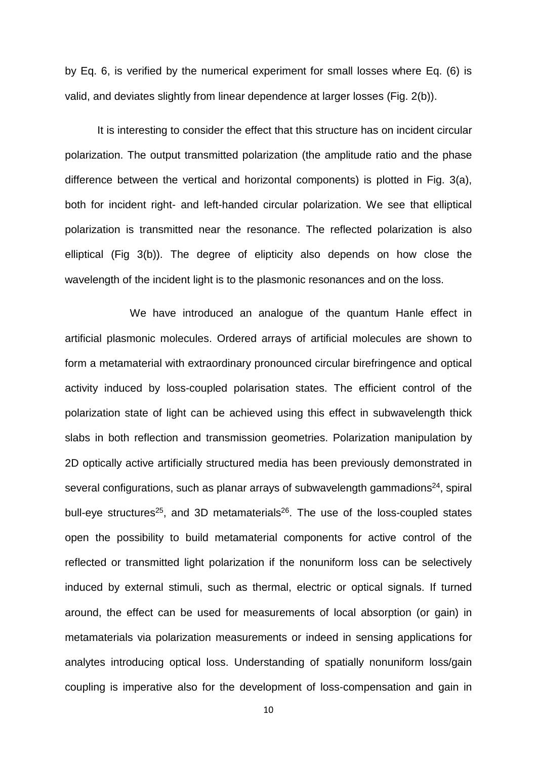by Eq. 6, is verified by the numerical experiment for small losses where Eq. (6) is valid, and deviates slightly from linear dependence at larger losses (Fig. 2(b)).

It is interesting to consider the effect that this structure has on incident circular polarization. The output transmitted polarization (the amplitude ratio and the phase difference between the vertical and horizontal components) is plotted in Fig. 3(a), both for incident right- and left-handed circular polarization. We see that elliptical polarization is transmitted near the resonance. The reflected polarization is also elliptical (Fig 3(b)). The degree of elipticity also depends on how close the wavelength of the incident light is to the plasmonic resonances and on the loss.

We have introduced an analogue of the quantum Hanle effect in artificial plasmonic molecules. Ordered arrays of artificial molecules are shown to form a metamaterial with extraordinary pronounced circular birefringence and optical activity induced by loss-coupled polarisation states. The efficient control of the polarization state of light can be achieved using this effect in subwavelength thick slabs in both reflection and transmission geometries. Polarization manipulation by 2D optically active artificially structured media has been previously demonstrated in several configurations, such as planar arrays of subwavelength gammadions[24], spiral bull-eye structures[25], and 3D metamaterials[26]. The use of the loss-coupled states open the possibility to build metamaterial components for active control of the reflected or transmitted light polarization if the nonuniform loss can be selectively induced by external stimuli, such as thermal, electric or optical signals. If turned around, the effect can be used for measurements of local absorption (or gain) in metamaterials via polarization measurements or indeed in sensing applications for analytes introducing optical loss. Understanding of spatially nonuniform loss/gain coupling is imperative also for the development of loss-compensation and gain in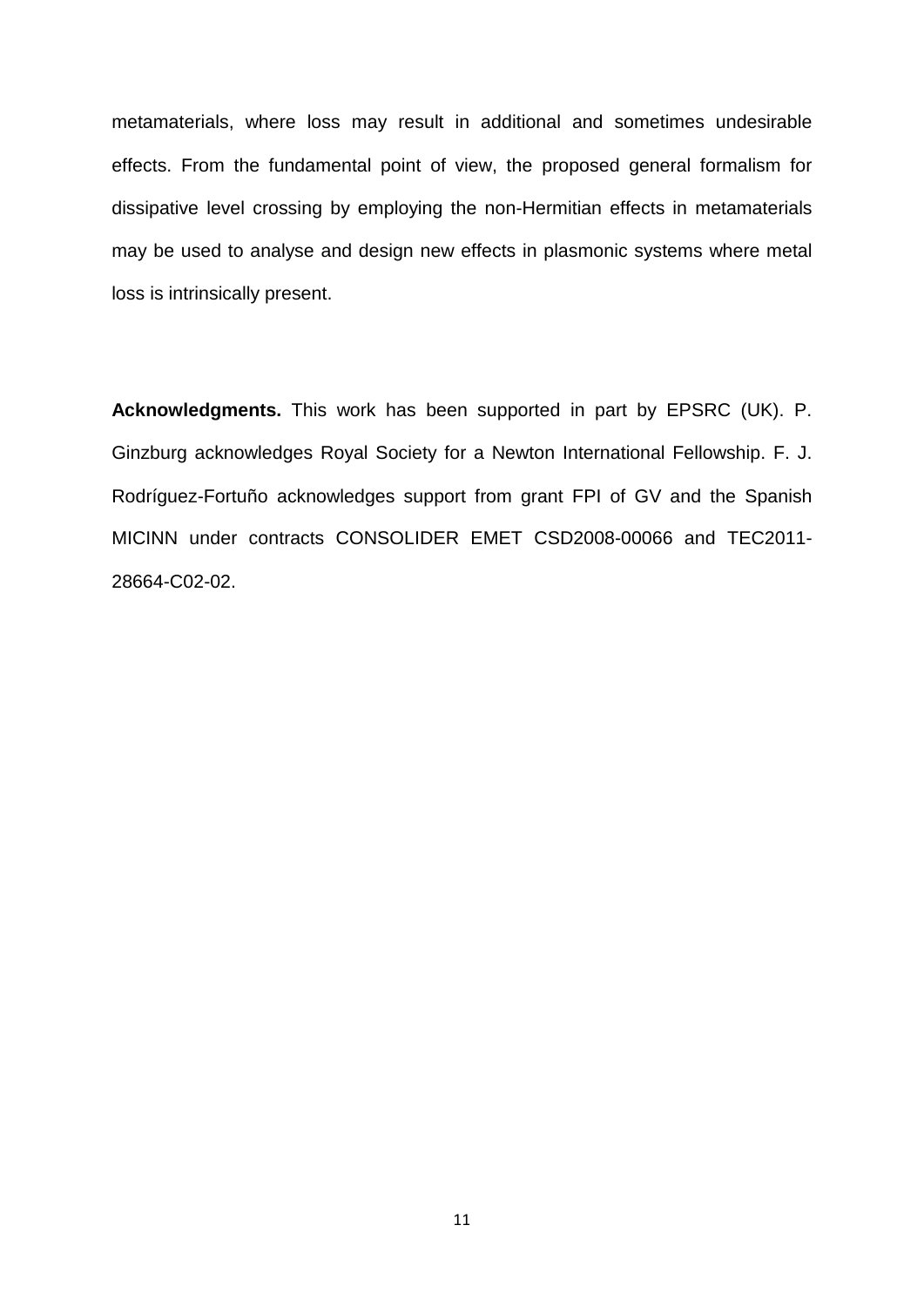metamaterials, where loss may result in additional and sometimes undesirable effects. From the fundamental point of view, the proposed general formalism for dissipative level crossing by employing the non-Hermitian effects in metamaterials may be used to analyse and design new effects in plasmonic systems where metal loss is intrinsically present.

**Acknowledgments.** This work has been supported in part by EPSRC (UK). P. Ginzburg acknowledges Royal Society for a Newton International Fellowship. F. J. Rodríguez-Fortuño acknowledges support from grant FPI of GV and the Spanish MICINN under contracts CONSOLIDER EMET CSD2008-00066 and TEC2011-28664-C02-02.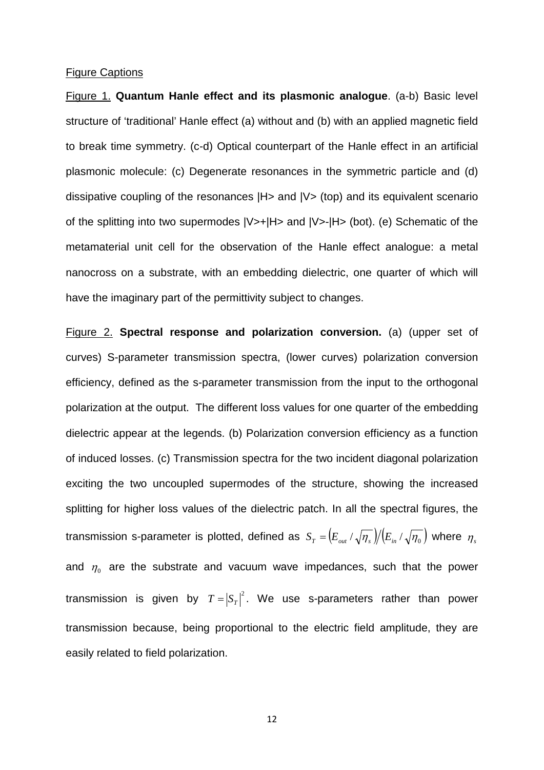Figure Captions

Figure 1. **Quantum Hanle effect and its plasmonic analogue**. (a-b) Basic level structure of 'traditional' Hanle effect (a) without and (b) with an applied magnetic field to break time symmetry. (c-d) Optical counterpart of the Hanle effect in an artificial plasmonic molecule: (c) Degenerate resonances in the symmetric particle and (d) dissipative coupling of the resonances |H> and |V> (top) and its equivalent scenario of the splitting into two supermodes |V>+|H> and |V>-|H> (bot). (e) Schematic of the metamaterial unit cell for the observation of the Hanle effect analogue: a metal nanocross on a substrate, with an embedding dielectric, one quarter of which will have the imaginary part of the permittivity subject to changes.

Figure 2. **Spectral response and polarization conversion.** (a) (upper set of curves) S-parameter transmission spectra, (lower curves) polarization conversion efficiency, defined as the s-parameter transmission from the input to the orthogonal polarization at the output. The different loss values for one quarter of the embedding dielectric appear at the legends. (b) Polarization conversion efficiency as a function of induced losses. (c) Transmission spectra for the two incident diagonal polarization exciting the two uncoupled supermodes of the structure, showing the increased splitting for higher loss values of the dielectric patch. In all the spectral figures, the transmission s-parameter is plotted, defined as $S_T = \left(E_{out} / \sqrt{\eta_s}\right) / \left(E_{in} / \sqrt{\eta_0}\right)$ where $\eta_s$ and $\eta_0$ are the substrate and vacuum wave impedances, such that the power transmission is given by $T = \left|S_T\right|^2$. We use s-parameters rather than power transmission because, being proportional to the electric field amplitude, they are easily related to field polarization.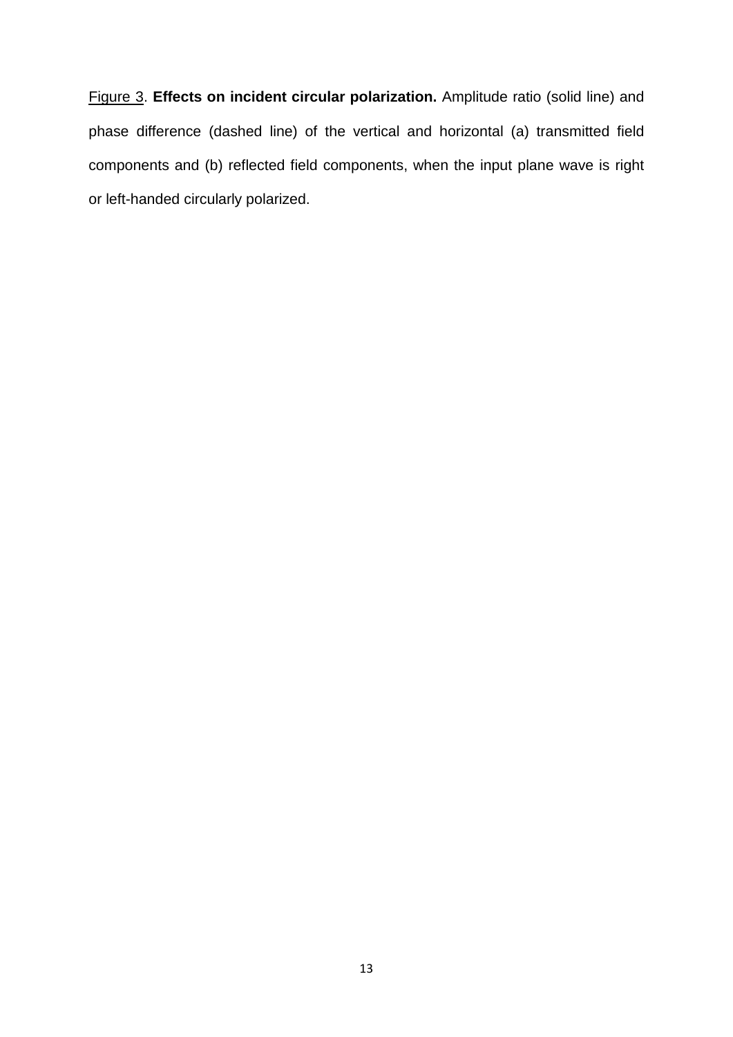Figure 3. **Effects on incident circular polarization.** Amplitude ratio (solid line) and phase difference (dashed line) of the vertical and horizontal (a) transmitted field components and (b) reflected field components, when the input plane wave is right or left-handed circularly polarized.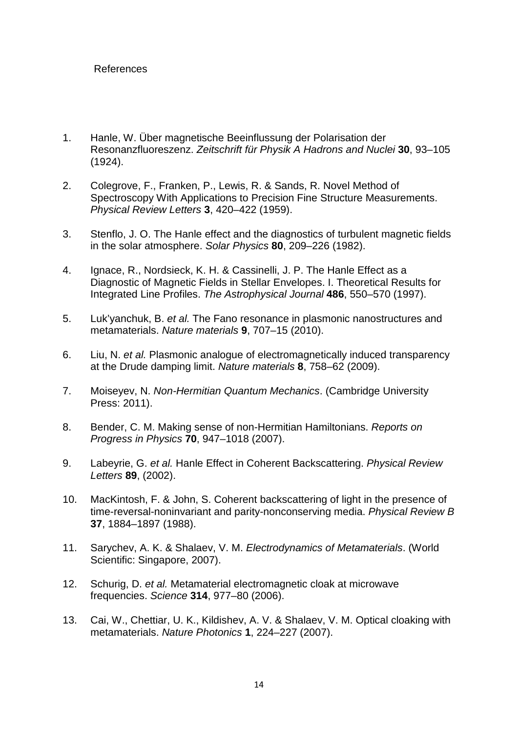# References

1. Hanle, W. Über magnetische Beeinflussung der Polarisation der Resonanzfluoreszenz. *Zeitschrift für Physik A Hadrons and Nuclei* **30**, 93–105 (1924).

2. Colegrove, F., Franken, P., Lewis, R. & Sands, R. Novel Method of Spectroscopy With Applications to Precision Fine Structure Measurements. *Physical Review Letters* **3**, 420–422 (1959).

3. Stenflo, J. O. The Hanle effect and the diagnostics of turbulent magnetic fields in the solar atmosphere. *Solar Physics* **80**, 209–226 (1982).

4. Ignace, R., Nordsieck, K. H. & Cassinelli, J. P. The Hanle Effect as a Diagnostic of Magnetic Fields in Stellar Envelopes. I. Theoretical Results for Integrated Line Profiles. *The Astrophysical Journal* **486**, 550–570 (1997).

5. Luk'yanchuk, B. *et al.* The Fano resonance in plasmonic nanostructures and metamaterials. *Nature materials* **9**, 707–15 (2010).

6. Liu, N. *et al.* Plasmonic analogue of electromagnetically induced transparency at the Drude damping limit. *Nature materials* **8**, 758–62 (2009).

7. Moiseyev, N. *Non-Hermitian Quantum Mechanics*. (Cambridge University Press: 2011).

8. Bender, C. M. Making sense of non-Hermitian Hamiltonians. *Reports on Progress in Physics* **70**, 947–1018 (2007).

9. Labeyrie, G. *et al.* Hanle Effect in Coherent Backscattering. *Physical Review Letters* **89**, (2002).

10. MacKintosh, F. & John, S. Coherent backscattering of light in the presence of time-reversal-noninvariant and parity-nonconserving media. *Physical Review B* **37**, 1884–1897 (1988).

11. Sarychev, A. K. & Shalaev, V. M. *Electrodynamics of Metamaterials*. (World Scientific: Singapore, 2007).

12. Schurig, D. *et al.* Metamaterial electromagnetic cloak at microwave frequencies. *Science* **314**, 977–80 (2006).

13. Cai, W., Chettiar, U. K., Kildishev, A. V. & Shalaev, V. M. Optical cloaking with metamaterials. *Nature Photonics* **1**, 224–227 (2007).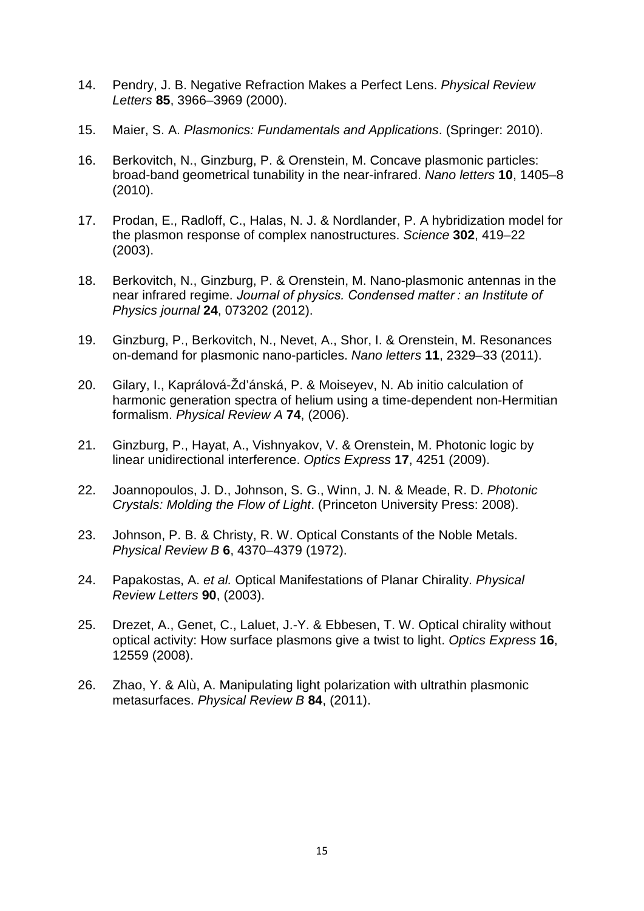14. Pendry, J. B. Negative Refraction Makes a Perfect Lens. *Physical Review Letters* **85**, 3966–3969 (2000).

15. Maier, S. A. *Plasmonics: Fundamentals and Applications*. (Springer: 2010).

16. Berkovitch, N., Ginzburg, P. & Orenstein, M. Concave plasmonic particles: broad-band geometrical tunability in the near-infrared. *Nano letters* **10**, 1405–8 (2010).

17. Prodan, E., Radloff, C., Halas, N. J. & Nordlander, P. A hybridization model for the plasmon response of complex nanostructures. *Science* **302**, 419–22 (2003).

18. Berkovitch, N., Ginzburg, P. & Orenstein, M. Nano-plasmonic antennas in the near infrared regime. *Journal of physics. Condensed matter : an Institute of Physics journal* **24**, 073202 (2012).

19. Ginzburg, P., Berkovitch, N., Nevet, A., Shor, I. & Orenstein, M. Resonances on-demand for plasmonic nano-particles. *Nano letters* **11**, 2329–33 (2011).

20. Gilary, I., Kaprálová-Žďánská, P. & Moiseyev, N. Ab initio calculation of harmonic generation spectra of helium using a time-dependent non-Hermitian formalism. *Physical Review A* **74**, (2006).

21. Ginzburg, P., Hayat, A., Vishnyakov, V. & Orenstein, M. Photonic logic by linear unidirectional interference. *Optics Express* **17**, 4251 (2009).

22. Joannopoulos, J. D., Johnson, S. G., Winn, J. N. & Meade, R. D. *Photonic Crystals: Molding the Flow of Light*. (Princeton University Press: 2008).

23. Johnson, P. B. & Christy, R. W. Optical Constants of the Noble Metals. *Physical Review B* **6**, 4370–4379 (1972).

24. Papakostas, A. *et al.* Optical Manifestations of Planar Chirality. *Physical Review Letters* **90**, (2003).

25. Drezet, A., Genet, C., Laluet, J.-Y. & Ebbesen, T. W. Optical chirality without optical activity: How surface plasmons give a twist to light. *Optics Express* **16**, 12559 (2008).

26. Zhao, Y. & Alù, A. Manipulating light polarization with ultrathin plasmonic metasurfaces. *Physical Review B* **84**, (2011).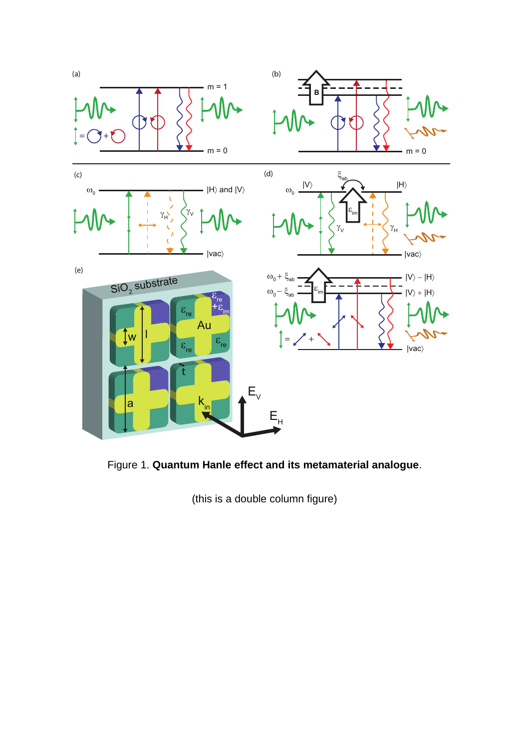Figure 1. **Quantum Hanle effect and its metamaterial analogue**.

(this is a double column figure)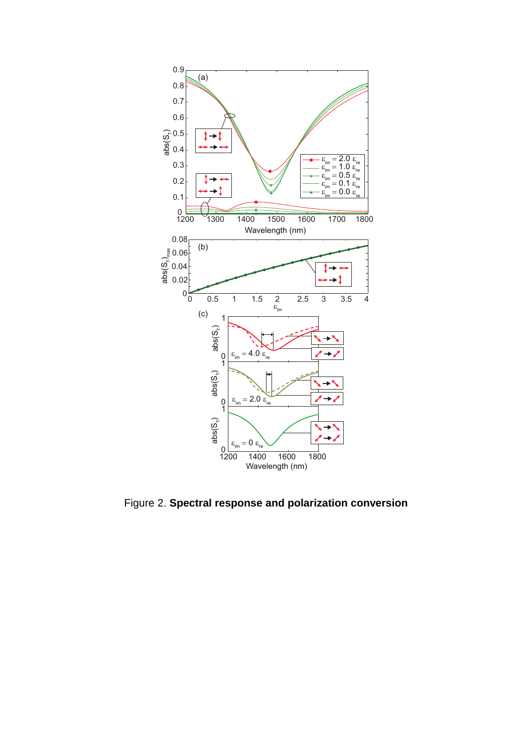Figure 2. **Spectral response and polarization conversion**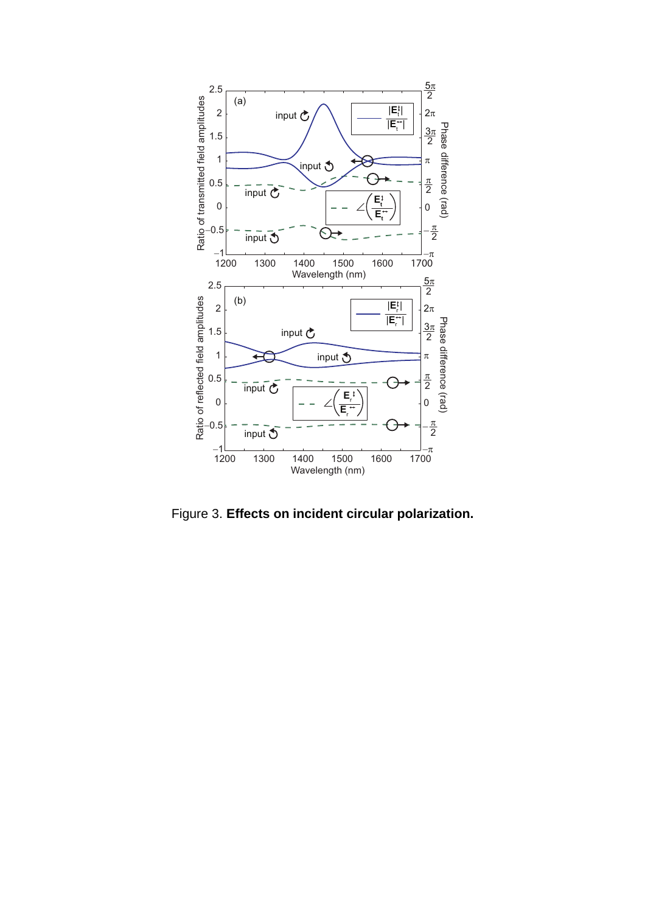(a)

Ratio of transmitted field amplitudes

Phase difference (rad)

input ↻

input ↺

input ↻

input ↺

$\frac{|E_t^{\updownarrow}|}{|E_t^{\leftrightarrow}|}$

$\angle\left(\frac{E_t^{\updownarrow}}{E_t^{\leftrightarrow}}\right)$

2.5, 2, 1.5, 1, 0.5, 0, −0.5, −1

$\frac{5\pi}{2}$, $2\pi$, $\frac{3\pi}{2}$, $\pi$, $\frac{\pi}{2}$, 0, $-\frac{\pi}{2}$, $-\pi$

1200, 1300, 1400, 1500, 1600, 1700

Wavelength (nm)

(b)

Ratio of reflected field amplitudes

Phase difference (rad)

input ↻

input ↺

input ↻

input ↺

$\frac{|E_r^{\updownarrow}|}{|E_r^{\leftrightarrow}|}$

$\angle\left(\frac{E_r^{\updownarrow}}{E_r^{\leftrightarrow}}\right)$

2.5, 2, 1.5, 1, 0.5, 0, −0.5, −1

$\frac{5\pi}{2}$, $2\pi$, $\frac{3\pi}{2}$, $\pi$, $\frac{\pi}{2}$, 0, $-\frac{\pi}{2}$, $-\pi$

1200, 1300, 1400, 1500, 1600, 1700

Wavelength (nm)

Figure 3. **Effects on incident circular polarization.**